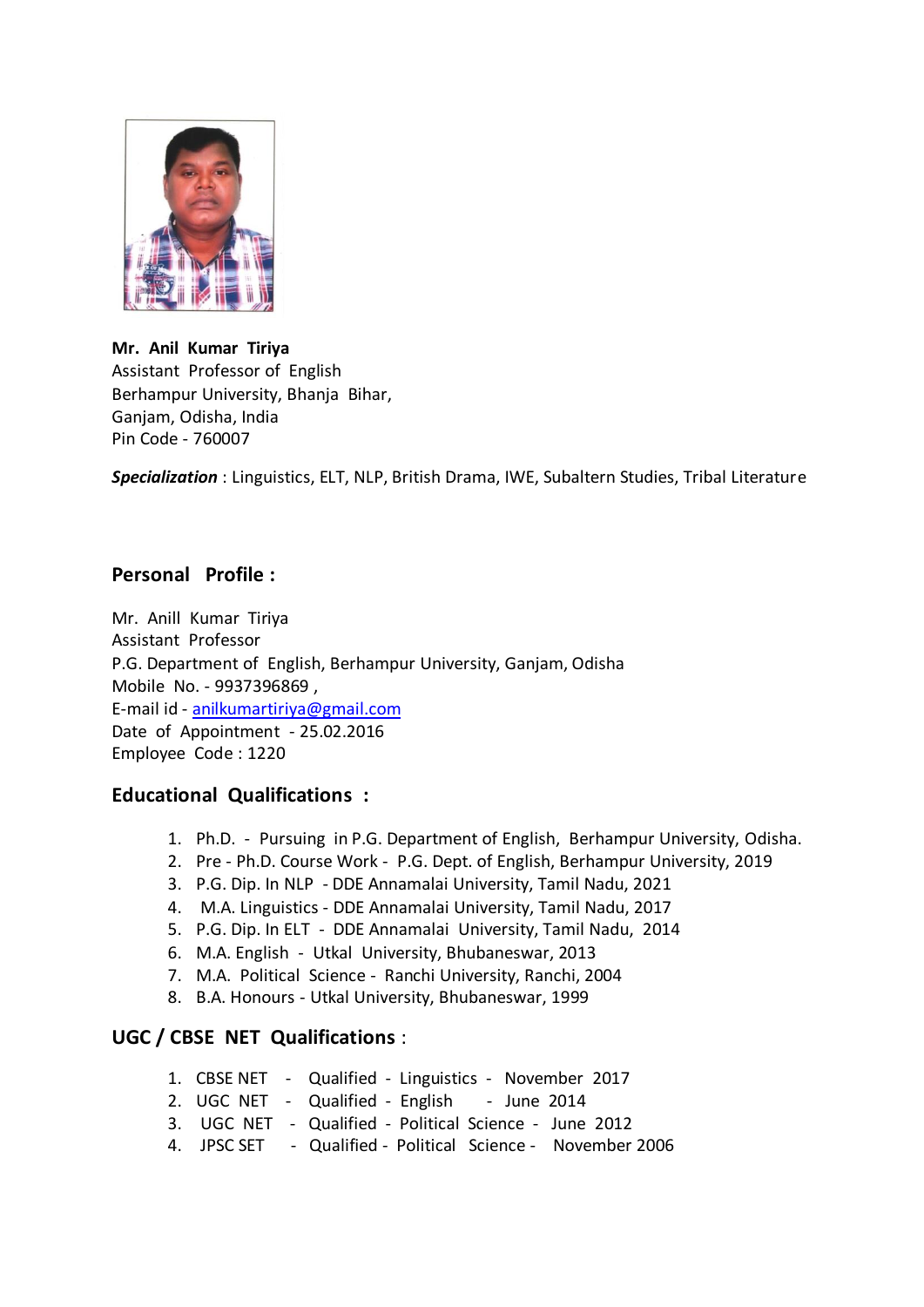**Mr. Anil Kumar Tiriya**
Assistant Professor of English
Berhampur University, Bhanja Bihar,
Ganjam, Odisha, India
Pin Code - 760007

***Specialization*** : Linguistics, ELT, NLP, British Drama, IWE, Subaltern Studies, Tribal Literature

## Personal Profile :

Mr. Anill Kumar Tiriya
Assistant Professor
P.G. Department of English, Berhampur University, Ganjam, Odisha
Mobile No. - 9937396869 ,
E-mail id - anilkumartiriya@gmail.com
Date of Appointment - 25.02.2016
Employee Code : 1220

## Educational Qualifications :

1. Ph.D. - Pursuing in P.G. Department of English, Berhampur University, Odisha.
2. Pre - Ph.D. Course Work - P.G. Dept. of English, Berhampur University, 2019
3. P.G. Dip. In NLP - DDE Annamalai University, Tamil Nadu, 2021
4. M.A. Linguistics - DDE Annamalai University, Tamil Nadu, 2017
5. P.G. Dip. In ELT - DDE Annamalai University, Tamil Nadu, 2014
6. M.A. English - Utkal University, Bhubaneswar, 2013
7. M.A. Political Science - Ranchi University, Ranchi, 2004
8. B.A. Honours - Utkal University, Bhubaneswar, 1999

## UGC / CBSE NET Qualifications :

1. CBSE NET - Qualified - Linguistics - November 2017
2. UGC NET - Qualified - English - June 2014
3. UGC NET - Qualified - Political Science - June 2012
4. JPSC SET - Qualified - Political Science - November 2006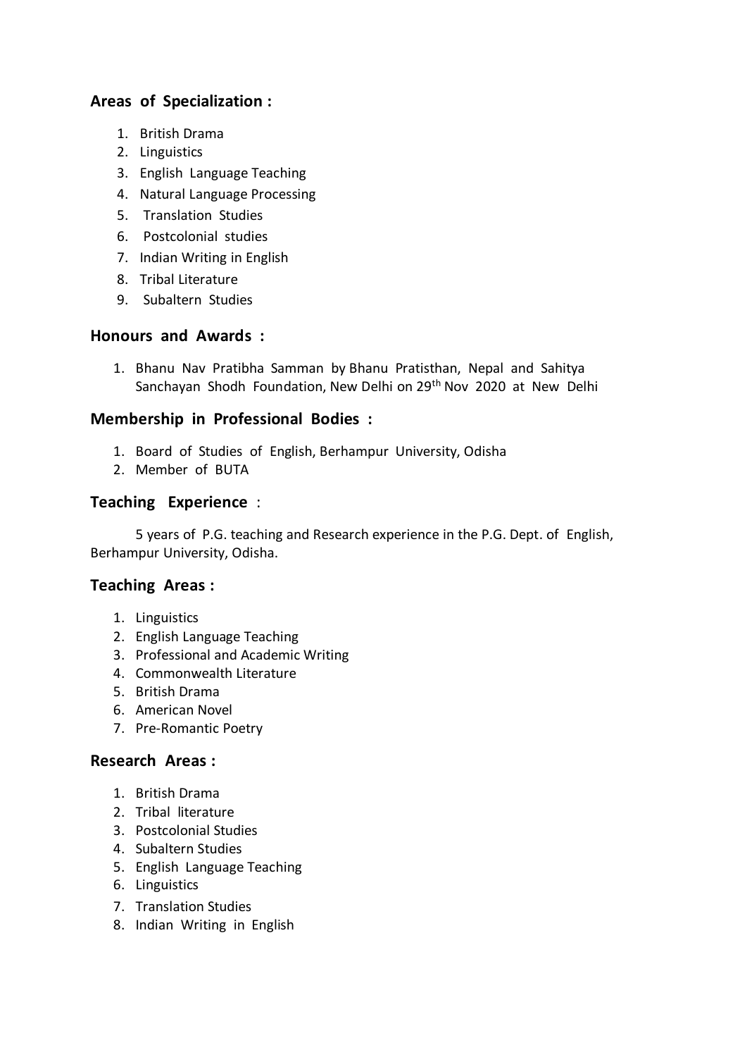## Areas of Specialization :

1. British Drama
2. Linguistics
3. English Language Teaching
4. Natural Language Processing
5. Translation Studies
6. Postcolonial studies
7. Indian Writing in English
8. Tribal Literature
9. Subaltern Studies

## Honours and Awards :

1. Bhanu Nav Pratibha Samman by Bhanu Pratisthan, Nepal and Sahitya Sanchayan Shodh Foundation, New Delhi on 29th Nov 2020 at New Delhi

## Membership in Professional Bodies :

1. Board of Studies of English, Berhampur University, Odisha
2. Member of BUTA

## Teaching Experience :

5 years of P.G. teaching and Research experience in the P.G. Dept. of English, Berhampur University, Odisha.

## Teaching Areas :

1. Linguistics
2. English Language Teaching
3. Professional and Academic Writing
4. Commonwealth Literature
5. British Drama
6. American Novel
7. Pre-Romantic Poetry

## Research Areas :

1. British Drama
2. Tribal literature
3. Postcolonial Studies
4. Subaltern Studies
5. English Language Teaching
6. Linguistics
7. Translation Studies
8. Indian Writing in English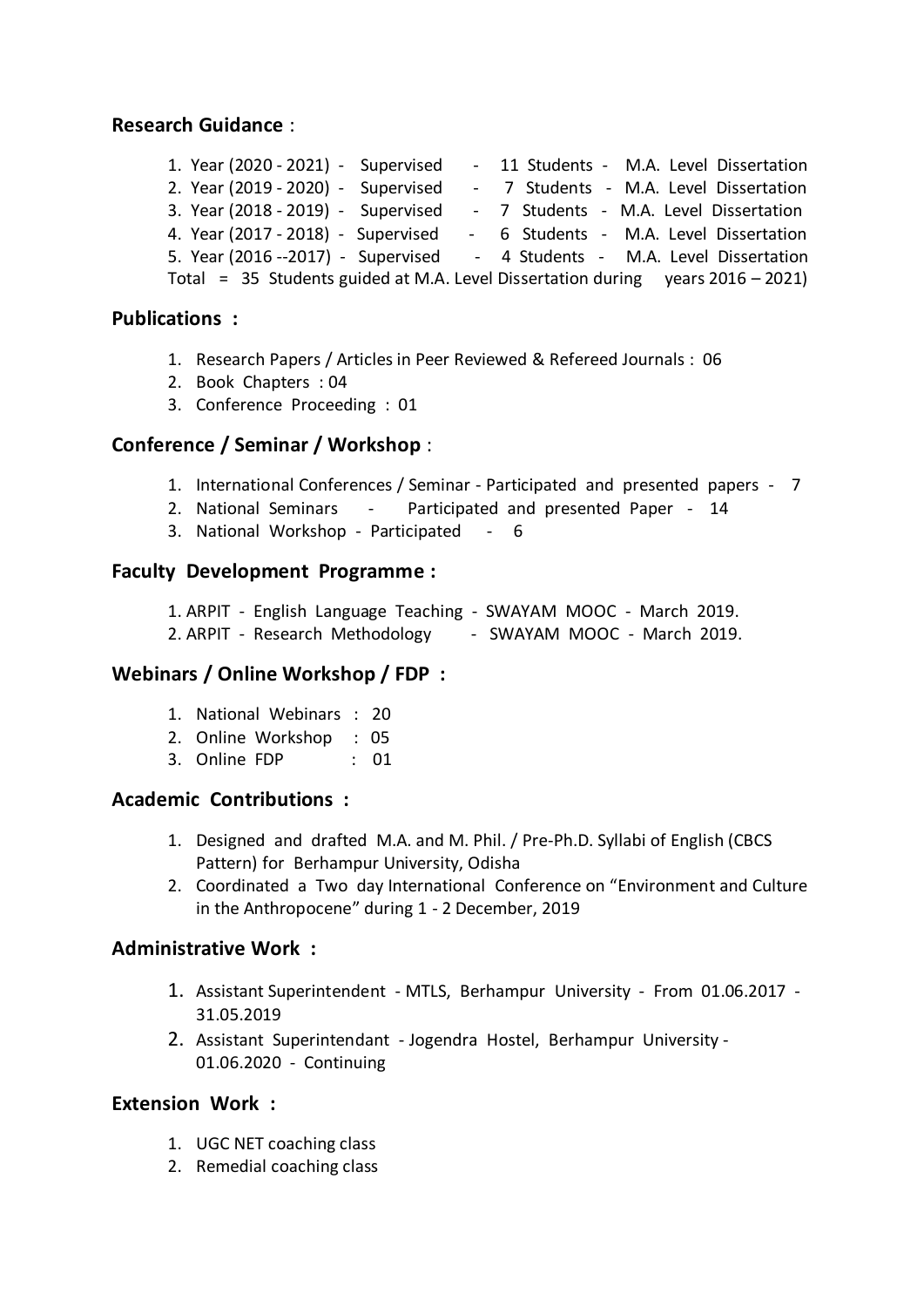## Research Guidance :

1. Year (2020 - 2021) - Supervised - 11 Students - M.A. Level Dissertation
2. Year (2019 - 2020) - Supervised - 7 Students - M.A. Level Dissertation
3. Year (2018 - 2019) - Supervised - 7 Students - M.A. Level Dissertation
4. Year (2017 - 2018) - Supervised - 6 Students - M.A. Level Dissertation
5. Year (2016 --2017) - Supervised - 4 Students - M.A. Level Dissertation

Total = 35 Students guided at M.A. Level Dissertation during years 2016 – 2021)

## Publications :

1. Research Papers / Articles in Peer Reviewed & Refereed Journals : 06
2. Book Chapters : 04
3. Conference Proceeding : 01

## Conference / Seminar / Workshop :

1. International Conferences / Seminar - Participated and presented papers - 7
2. National Seminars - Participated and presented Paper - 14
3. National Workshop - Participated - 6

## Faculty Development Programme :

1. ARPIT - English Language Teaching - SWAYAM MOOC - March 2019.
2. ARPIT - Research Methodology - SWAYAM MOOC - March 2019.

## Webinars / Online Workshop / FDP :

1. National Webinars : 20
2. Online Workshop : 05
3. Online FDP : 01

## Academic Contributions :

1. Designed and drafted M.A. and M. Phil. / Pre-Ph.D. Syllabi of English (CBCS Pattern) for Berhampur University, Odisha
2. Coordinated a Two day International Conference on "Environment and Culture in the Anthropocene" during 1 - 2 December, 2019

## Administrative Work :

1. Assistant Superintendent - MTLS, Berhampur University - From 01.06.2017 - 31.05.2019
2. Assistant Superintendant - Jogendra Hostel, Berhampur University - 01.06.2020 - Continuing

## Extension Work :

1. UGC NET coaching class
2. Remedial coaching class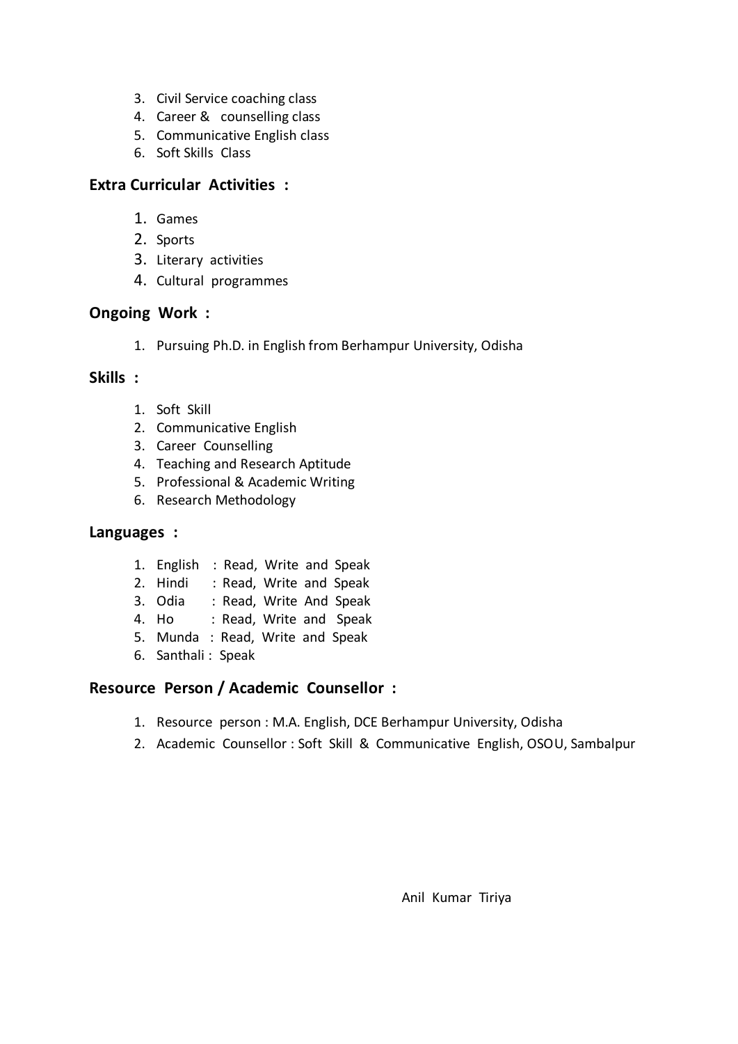3. Civil Service coaching class
4. Career & counselling class
5. Communicative English class
6. Soft Skills Class

## Extra Curricular Activities :

1. Games
2. Sports
3. Literary activities
4. Cultural programmes

## Ongoing Work :

1. Pursuing Ph.D. in English from Berhampur University, Odisha

## Skills :

1. Soft Skill
2. Communicative English
3. Career Counselling
4. Teaching and Research Aptitude
5. Professional & Academic Writing
6. Research Methodology

## Languages :

1. English : Read, Write and Speak
2. Hindi : Read, Write and Speak
3. Odia : Read, Write And Speak
4. Ho : Read, Write and Speak
5. Munda : Read, Write and Speak
6. Santhali : Speak

## Resource Person / Academic Counsellor :

1. Resource person : M.A. English, DCE Berhampur University, Odisha
2. Academic Counsellor : Soft Skill & Communicative English, OSOU, Sambalpur

Anil Kumar Tiriya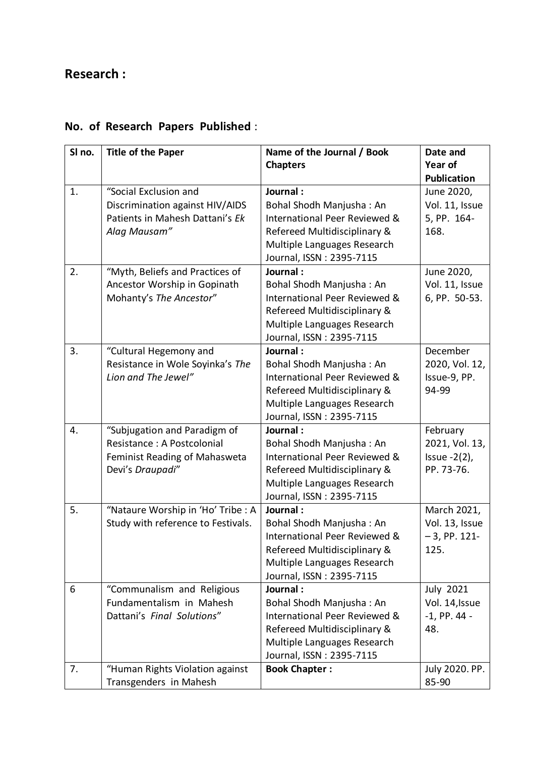# Research :

## No. of Research Papers Published :

| Sl no. | Title of the Paper | Name of the Journal / Book Chapters | Date and Year of Publication |
|---|---|---|---|
| 1. | "Social Exclusion and Discrimination against HIV/AIDS Patients in Mahesh Dattani's *Ek Alag Mausam*" | **Journal :** Bohal Shodh Manjusha : An International Peer Reviewed & Refereed Multidisciplinary & Multiple Languages Research Journal, ISSN : 2395-7115 | June 2020, Vol. 11, Issue 5, PP. 164-168. |
| 2. | "Myth, Beliefs and Practices of Ancestor Worship in Gopinath Mohanty's *The Ancestor*" | **Journal :** Bohal Shodh Manjusha : An International Peer Reviewed & Refereed Multidisciplinary & Multiple Languages Research Journal, ISSN : 2395-7115 | June 2020, Vol. 11, Issue 6, PP. 50-53. |
| 3. | "Cultural Hegemony and Resistance in Wole Soyinka's *The Lion and The Jewel*" | **Journal :** Bohal Shodh Manjusha : An International Peer Reviewed & Refereed Multidisciplinary & Multiple Languages Research Journal, ISSN : 2395-7115 | December 2020, Vol. 12, Issue-9, PP. 94-99 |
| 4. | "Subjugation and Paradigm of Resistance : A Postcolonial Feminist Reading of Mahasweta Devi's *Draupadi*" | **Journal :** Bohal Shodh Manjusha : An International Peer Reviewed & Refereed Multidisciplinary & Multiple Languages Research Journal, ISSN : 2395-7115 | February 2021, Vol. 13, Issue -2(2), PP. 73-76. |
| 5. | "Nataure Worship in 'Ho' Tribe : A Study with reference to Festivals. | **Journal :** Bohal Shodh Manjusha : An International Peer Reviewed & Refereed Multidisciplinary & Multiple Languages Research Journal, ISSN : 2395-7115 | March 2021, Vol. 13, Issue – 3, PP. 121-125. |
| 6 | "Communalism and Religious Fundamentalism in Mahesh Dattani's *Final Solutions*" | **Journal :** Bohal Shodh Manjusha : An International Peer Reviewed & Refereed Multidisciplinary & Multiple Languages Research Journal, ISSN : 2395-7115 | July 2021 Vol. 14,Issue -1, PP. 44 - 48. |
| 7. | "Human Rights Violation against Transgenders in Mahesh | **Book Chapter :** | July 2020. PP. 85-90 |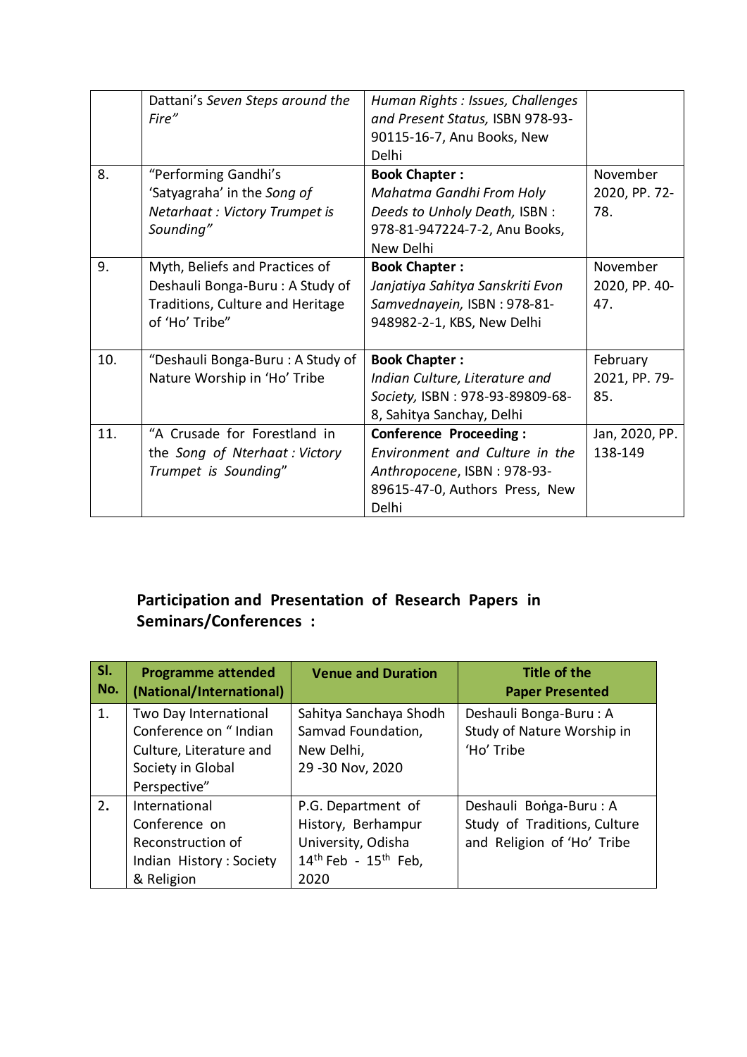|  |  |  |  |
|---|---|---|---|
|  | Dattani's *Seven Steps around the Fire"* | *Human Rights : Issues, Challenges and Present Status,* ISBN 978-93-90115-16-7, Anu Books, New Delhi |  |
| 8. | "Performing Gandhi's 'Satyagraha' in the *Song of Netarhaat : Victory Trumpet is Sounding"* | **Book Chapter :** *Mahatma Gandhi From Holy Deeds to Unholy Death,* ISBN : 978-81-947224-7-2, Anu Books, New Delhi | November 2020, PP. 72-78. |
| 9. | Myth, Beliefs and Practices of Deshauli Bonga-Buru : A Study of Traditions, Culture and Heritage of 'Ho' Tribe" | **Book Chapter :** *Janjatiya Sahitya Sanskriti Evon Samvednayein,* ISBN : 978-81-948982-2-1, KBS, New Delhi | November 2020, PP. 40-47. |
| 10. | "Deshauli Bonga-Buru : A Study of Nature Worship in 'Ho' Tribe | **Book Chapter :** *Indian Culture, Literature and Society,* ISBN : 978-93-89809-68-8, Sahitya Sanchay, Delhi | February 2021, PP. 79-85. |
| 11. | "A Crusade for Forestland in the *Song of Nterhaat : Victory Trumpet is Sounding"* | **Conference Proceeding :** *Environment and Culture in the Anthropocene*, ISBN : 978-93-89615-47-0, Authors Press, New Delhi | Jan, 2020, PP. 138-149 |

## Participation and Presentation of Research Papers in Seminars/Conferences :

| Sl. No. | Programme attended (National/International) | Venue and Duration | Title of the Paper Presented |
|---|---|---|---|
| 1. | Two Day International Conference on " Indian Culture, Literature and Society in Global Perspective" | Sahitya Sanchaya Shodh Samvad Foundation, New Delhi, 29 -30 Nov, 2020 | Deshauli Bonga-Buru : A Study of Nature Worship in 'Ho' Tribe |
| 2. | International Conference on Reconstruction of Indian History : Society & Religion | P.G. Department of History, Berhampur University, Odisha 14th Feb - 15th Feb, 2020 | Deshauli Boṅga-Buru : A Study of Traditions, Culture and Religion of 'Ho' Tribe |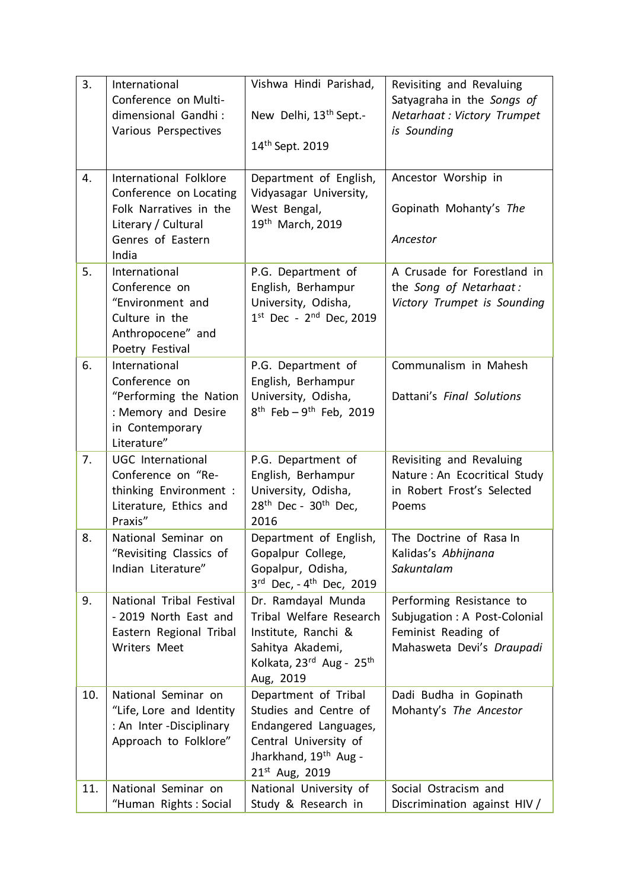| 3. | International Conference on Multi-dimensional Gandhi : Various Perspectives | Vishwa Hindi Parishad, New Delhi, 13th Sept.- 14th Sept. 2019 | Revisiting and Revaluing Satyagraha in the *Songs of Netarhaat : Victory Trumpet is Sounding* |
|---|---|---|---|
| 4. | International Folklore Conference on Locating Folk Narratives in the Literary / Cultural Genres of Eastern India | Department of English, Vidyasagar University, West Bengal, 19th March, 2019 | Ancestor Worship in Gopinath Mohanty's *The Ancestor* |
| 5. | International Conference on "Environment and Culture in the Anthropocene" and Poetry Festival | P.G. Department of English, Berhampur University, Odisha, 1st Dec - 2nd Dec, 2019 | A Crusade for Forestland in the *Song of Netarhaat : Victory Trumpet is Sounding* |
| 6. | International Conference on "Performing the Nation : Memory and Desire in Contemporary Literature" | P.G. Department of English, Berhampur University, Odisha, 8th Feb – 9th Feb, 2019 | Communalism in Mahesh Dattani's *Final Solutions* |
| 7. | UGC International Conference on "Re-thinking Environment : Literature, Ethics and Praxis" | P.G. Department of English, Berhampur University, Odisha, 28th Dec - 30th Dec, 2016 | Revisiting and Revaluing Nature : An Ecocritical Study in Robert Frost's Selected Poems |
| 8. | National Seminar on "Revisiting Classics of Indian Literature" | Department of English, Gopalpur College, Gopalpur, Odisha, 3rd Dec, - 4th Dec, 2019 | The Doctrine of Rasa In Kalidas's *Abhijnana Sakuntalam* |
| 9. | National Tribal Festival - 2019 North East and Eastern Regional Tribal Writers Meet | Dr. Ramdayal Munda Tribal Welfare Research Institute, Ranchi & Sahitya Akademi, Kolkata, 23rd Aug - 25th Aug, 2019 | Performing Resistance to Subjugation : A Post-Colonial Feminist Reading of Mahasweta Devi's *Draupadi* |
| 10. | National Seminar on "Life, Lore and Identity : An Inter -Disciplinary Approach to Folklore" | Department of Tribal Studies and Centre of Endangered Languages, Central University of Jharkhand, 19th Aug - 21st Aug, 2019 | Dadi Budha in Gopinath Mohanty's *The Ancestor* |
| 11. | National Seminar on "Human Rights : Social | National University of Study & Research in | Social Ostracism and Discrimination against HIV / |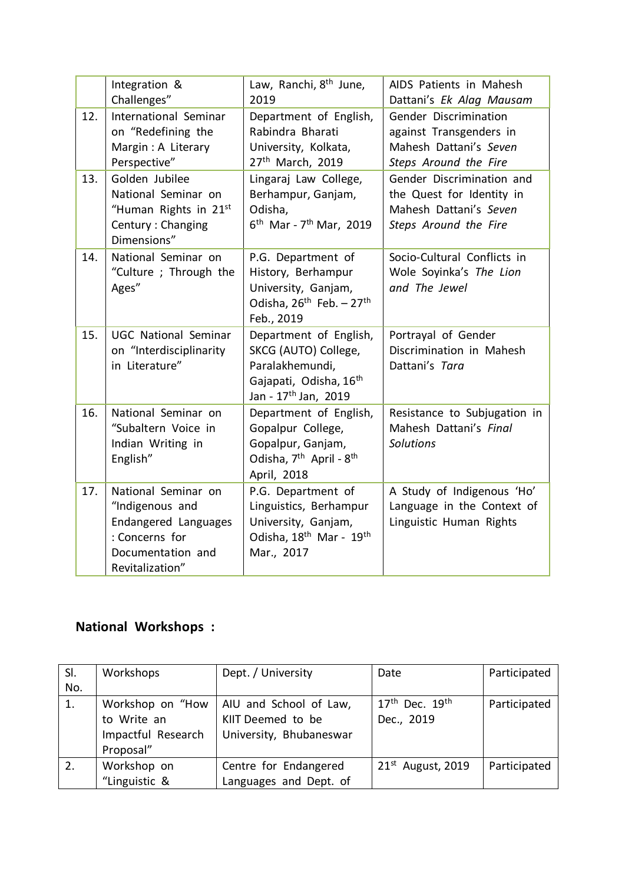|  | Integration & Challenges" | Law, Ranchi, 8th June, 2019 | AIDS Patients in Mahesh Dattani's *Ek Alag Mausam* |
|---|---|---|---|
| 12. | International Seminar on "Redefining the Margin : A Literary Perspective" | Department of English, Rabindra Bharati University, Kolkata, 27th March, 2019 | Gender Discrimination against Transgenders in Mahesh Dattani's *Seven Steps Around the Fire* |
| 13. | Golden Jubilee National Seminar on "Human Rights in 21st Century : Changing Dimensions" | Lingaraj Law College, Berhampur, Ganjam, Odisha, 6th Mar - 7th Mar, 2019 | Gender Discrimination and the Quest for Identity in Mahesh Dattani's *Seven Steps Around the Fire* |
| 14. | National Seminar on "Culture ; Through the Ages" | P.G. Department of History, Berhampur University, Ganjam, Odisha, 26th Feb. – 27th Feb., 2019 | Socio-Cultural Conflicts in Wole Soyinka's *The Lion and The Jewel* |
| 15. | UGC National Seminar on "Interdisciplinarity in Literature" | Department of English, SKCG (AUTO) College, Paralakhemundi, Gajapati, Odisha, 16th Jan - 17th Jan, 2019 | Portrayal of Gender Discrimination in Mahesh Dattani's *Tara* |
| 16. | National Seminar on "Subaltern Voice in Indian Writing in English" | Department of English, Gopalpur College, Gopalpur, Ganjam, Odisha, 7th April - 8th April, 2018 | Resistance to Subjugation in Mahesh Dattani's *Final Solutions* |
| 17. | National Seminar on "Indigenous and Endangered Languages : Concerns for Documentation and Revitalization" | P.G. Department of Linguistics, Berhampur University, Ganjam, Odisha, 18th Mar - 19th Mar., 2017 | A Study of Indigenous 'Ho' Language in the Context of Linguistic Human Rights |

## National Workshops :

| Sl. No. | Workshops | Dept. / University | Date | Participated |
|---|---|---|---|---|
| 1. | Workshop on "How to Write an Impactful Research Proposal" | AIU and School of Law, KIIT Deemed to be University, Bhubaneswar | 17th Dec. 19th Dec., 2019 | Participated |
| 2. | Workshop on "Linguistic & | Centre for Endangered Languages and Dept. of | 21st August, 2019 | Participated |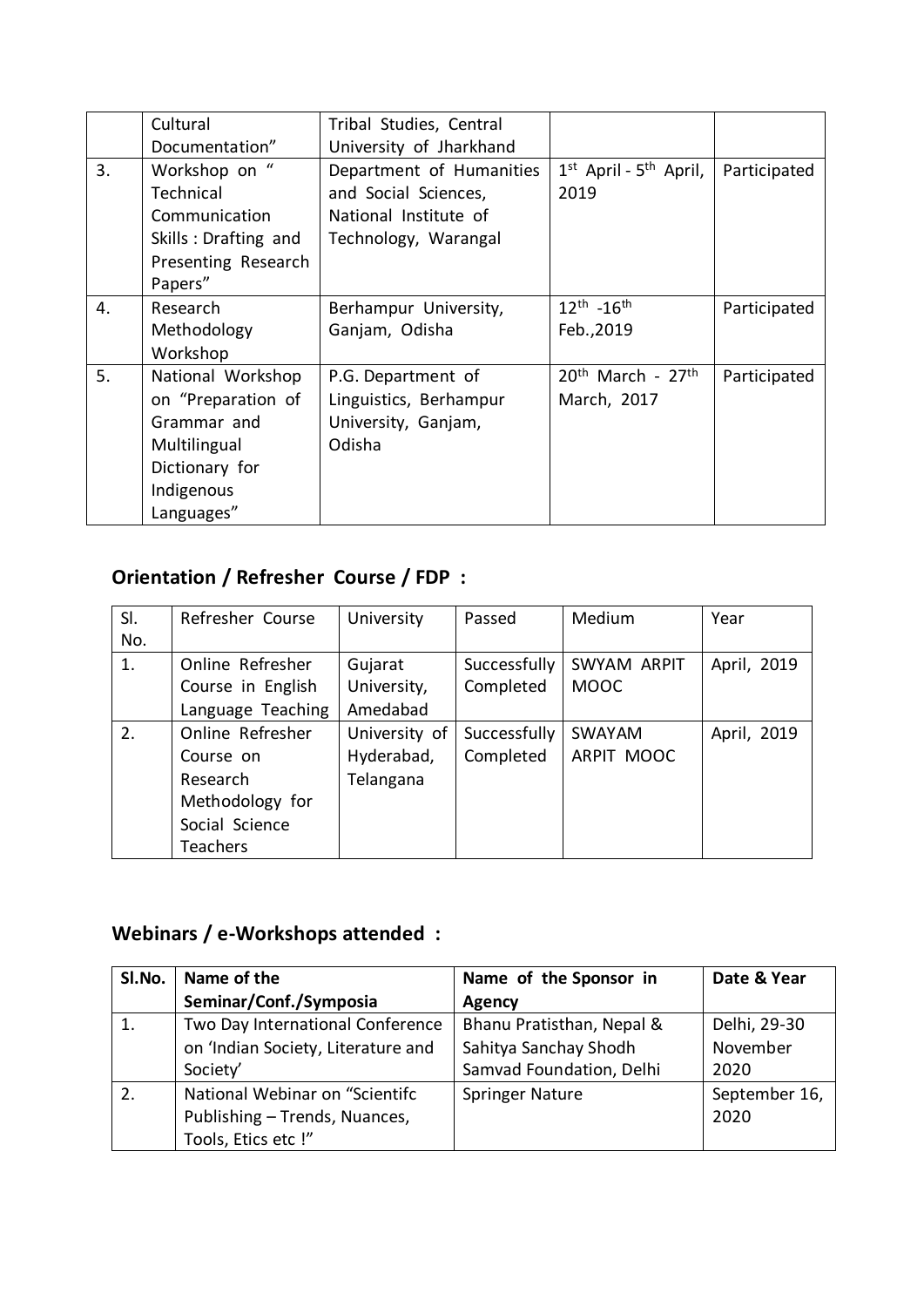|  | Cultural Documentation” | Tribal Studies, Central University of Jharkhand |  |  |
|---|---|---|---|---|
| 3. | Workshop on “ Technical Communication Skills : Drafting and Presenting Research Papers” | Department of Humanities and Social Sciences, National Institute of Technology, Warangal | 1st April - 5th April, 2019 | Participated |
| 4. | Research Methodology Workshop | Berhampur University, Ganjam, Odisha | 12th -16th Feb.,2019 | Participated |
| 5. | National Workshop on “Preparation of Grammar and Multilingual Dictionary for Indigenous Languages” | P.G. Department of Linguistics, Berhampur University, Ganjam, Odisha | 20th March - 27th March, 2017 | Participated |

## Orientation / Refresher Course / FDP :

| Sl. No. | Refresher Course | University | Passed | Medium | Year |
|---|---|---|---|---|---|
| 1. | Online Refresher Course in English Language Teaching | Gujarat University, Amedabad | Successfully Completed | SWYAM ARPIT MOOC | April, 2019 |
| 2. | Online Refresher Course on Research Methodology for Social Science Teachers | University of Hyderabad, Telangana | Successfully Completed | SWAYAM ARPIT MOOC | April, 2019 |

## Webinars / e-Workshops attended :

| Sl.No. | Name of the Seminar/Conf./Symposia | Name of the Sponsor in Agency | Date & Year |
|---|---|---|---|
| 1. | Two Day International Conference on ‘Indian Society, Literature and Society’ | Bhanu Pratisthan, Nepal & Sahitya Sanchay Shodh Samvad Foundation, Delhi | Delhi, 29-30 November 2020 |
| 2. | National Webinar on “Scientifc Publishing – Trends, Nuances, Tools, Etics etc !” | Springer Nature | September 16, 2020 |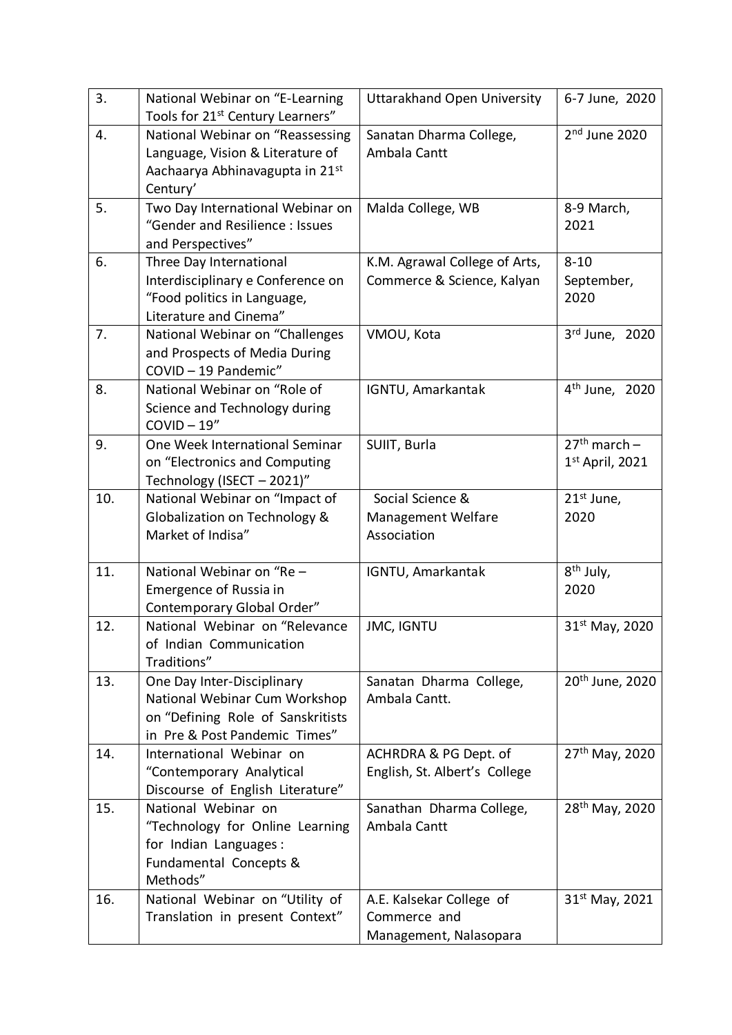| 3. | National Webinar on “E-Learning Tools for 21st Century Learners” | Uttarakhand Open University | 6-7 June, 2020 |
|---|---|---|---|
| 4. | National Webinar on “Reassessing Language, Vision & Literature of Aachaarya Abhinavagupta in 21st Century’ | Sanatan Dharma College, Ambala Cantt | 2nd June 2020 |
| 5. | Two Day International Webinar on “Gender and Resilience : Issues and Perspectives” | Malda College, WB | 8-9 March, 2021 |
| 6. | Three Day International Interdisciplinary e Conference on “Food politics in Language, Literature and Cinema” | K.M. Agrawal College of Arts, Commerce & Science, Kalyan | 8-10 September, 2020 |
| 7. | National Webinar on “Challenges and Prospects of Media During COVID – 19 Pandemic” | VMOU, Kota | 3rd June, 2020 |
| 8. | National Webinar on “Role of Science and Technology during COVID – 19” | IGNTU, Amarkantak | 4th June, 2020 |
| 9. | One Week International Seminar on “Electronics and Computing Technology (ISECT – 2021)” | SUIIT, Burla | 27th march – 1st April, 2021 |
| 10. | National Webinar on “Impact of Globalization on Technology & Market of Indisa” | Social Science & Management Welfare Association | 21st June, 2020 |
| 11. | National Webinar on “Re – Emergence of Russia in Contemporary Global Order” | IGNTU, Amarkantak | 8th July, 2020 |
| 12. | National Webinar on “Relevance of Indian Communication Traditions” | JMC, IGNTU | 31st May, 2020 |
| 13. | One Day Inter-Disciplinary National Webinar Cum Workshop on “Defining Role of Sanskritists in Pre & Post Pandemic Times” | Sanatan Dharma College, Ambala Cantt. | 20th June, 2020 |
| 14. | International Webinar on “Contemporary Analytical Discourse of English Literature” | ACHRDRA & PG Dept. of English, St. Albert’s College | 27th May, 2020 |
| 15. | National Webinar on “Technology for Online Learning for Indian Languages : Fundamental Concepts & Methods” | Sanathan Dharma College, Ambala Cantt | 28th May, 2020 |
| 16. | National Webinar on “Utility of Translation in present Context” | A.E. Kalsekar College of Commerce and Management, Nalasopara | 31st May, 2021 |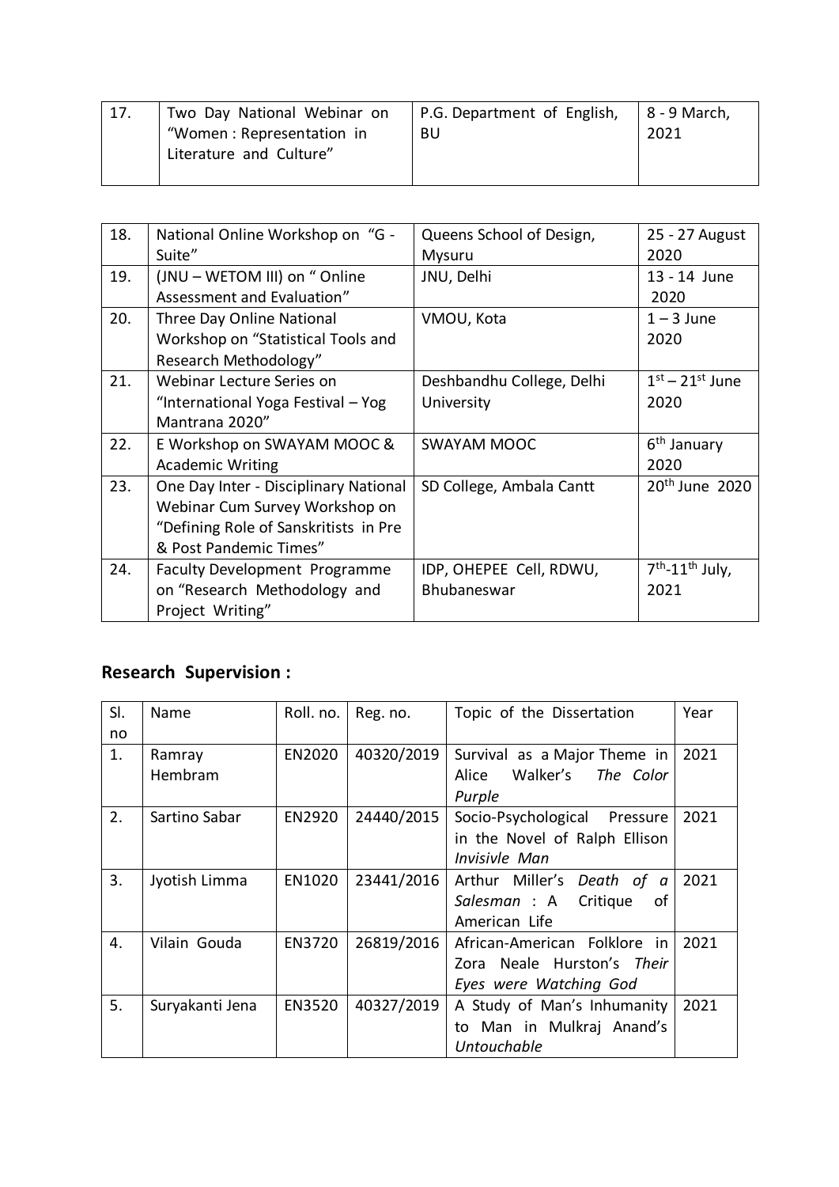| 17. | Two Day National Webinar on "Women : Representation in Literature and Culture" | P.G. Department of English, BU | 8 - 9 March, 2021 |
|---|---|---|---|

| 18. | National Online Workshop on "G - Suite" | Queens School of Design, Mysuru | 25 - 27 August 2020 |
|---|---|---|---|
| 19. | (JNU – WETOM III) on " Online Assessment and Evaluation" | JNU, Delhi | 13 - 14 June 2020 |
| 20. | Three Day Online National Workshop on "Statistical Tools and Research Methodology" | VMOU, Kota | 1 – 3 June 2020 |
| 21. | Webinar Lecture Series on "International Yoga Festival – Yog Mantrana 2020" | Deshbandhu College, Delhi University | 1st – 21st June 2020 |
| 22. | E Workshop on SWAYAM MOOC & Academic Writing | SWAYAM MOOC | 6th January 2020 |
| 23. | One Day Inter - Disciplinary National Webinar Cum Survey Workshop on "Defining Role of Sanskritists in Pre & Post Pandemic Times" | SD College, Ambala Cantt | 20th June 2020 |
| 24. | Faculty Development Programme on "Research Methodology and Project Writing" | IDP, OHEPEE Cell, RDWU, Bhubaneswar | 7th-11th July, 2021 |

## Research Supervision :

| Sl. no | Name | Roll. no. | Reg. no. | Topic of the Dissertation | Year |
|---|---|---|---|---|---|
| 1. | Ramray Hembram | EN2020 | 40320/2019 | Survival as a Major Theme in Alice Walker's *The Color Purple* | 2021 |
| 2. | Sartino Sabar | EN2920 | 24440/2015 | Socio-Psychological Pressure in the Novel of Ralph Ellison *Invisivle Man* | 2021 |
| 3. | Jyotish Limma | EN1020 | 23441/2016 | Arthur Miller's *Death of a Salesman* : A Critique of American Life | 2021 |
| 4. | Vilain Gouda | EN3720 | 26819/2016 | African-American Folklore in Zora Neale Hurston's *Their Eyes were Watching God* | 2021 |
| 5. | Suryakanti Jena | EN3520 | 40327/2019 | A Study of Man's Inhumanity to Man in Mulkraj Anand's *Untouchable* | 2021 |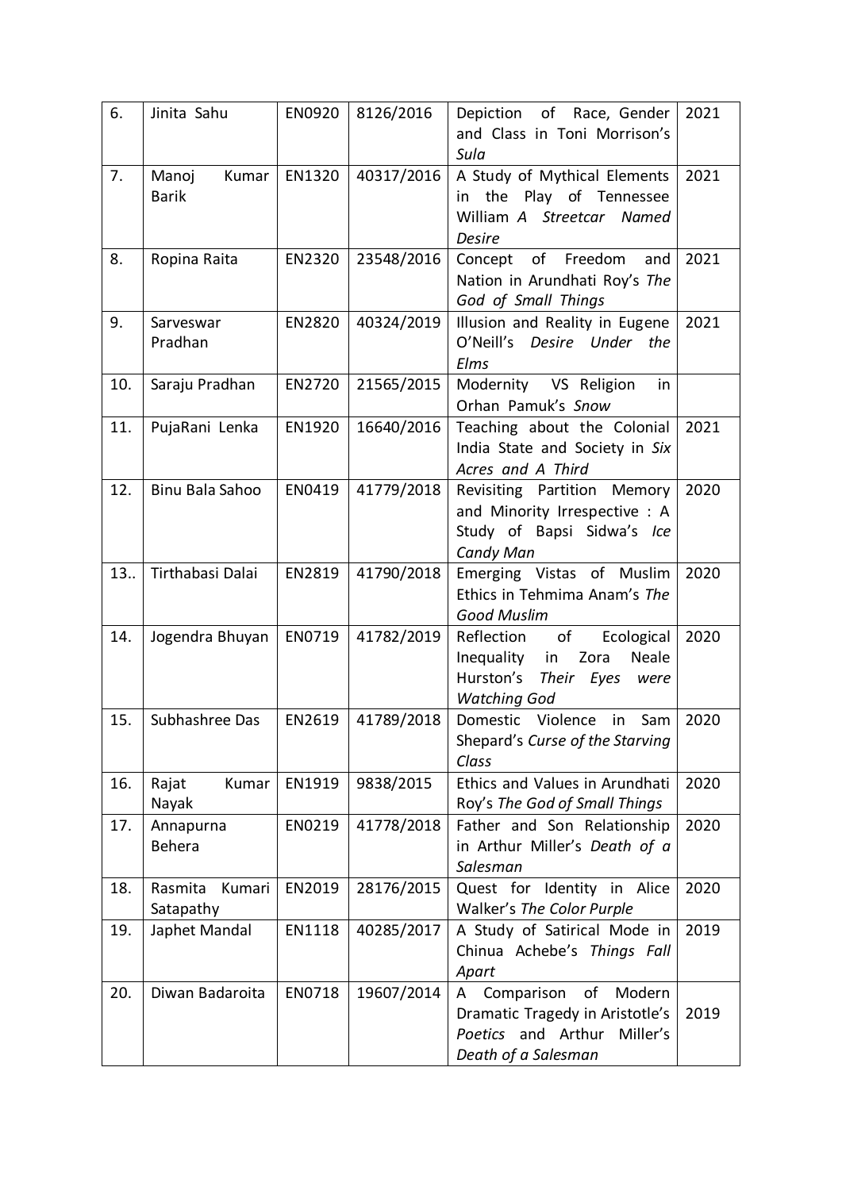| 6. | Jinita Sahu | EN0920 | 8126/2016 | Depiction of Race, Gender and Class in Toni Morrison's *Sula* | 2021 |
|---|---|---|---|---|---|
| 7. | Manoj Kumar Barik | EN1320 | 40317/2016 | A Study of Mythical Elements in the Play of Tennessee William *A Streetcar Named Desire* | 2021 |
| 8. | Ropina Raita | EN2320 | 23548/2016 | Concept of Freedom and Nation in Arundhati Roy's *The God of Small Things* | 2021 |
| 9. | Sarveswar Pradhan | EN2820 | 40324/2019 | Illusion and Reality in Eugene O'Neill's *Desire Under the Elms* | 2021 |
| 10. | Saraju Pradhan | EN2720 | 21565/2015 | Modernity VS Religion in Orhan Pamuk's *Snow* | |
| 11. | PujaRani Lenka | EN1920 | 16640/2016 | Teaching about the Colonial India State and Society in *Six Acres and A Third* | 2021 |
| 12. | Binu Bala Sahoo | EN0419 | 41779/2018 | Revisiting Partition Memory and Minority Irrespective : A Study of Bapsi Sidwa's *Ice Candy Man* | 2020 |
| 13.. | Tirthabasi Dalai | EN2819 | 41790/2018 | Emerging Vistas of Muslim Ethics in Tehmima Anam's *The Good Muslim* | 2020 |
| 14. | Jogendra Bhuyan | EN0719 | 41782/2019 | Reflection of Ecological Inequality in Zora Neale Hurston's *Their Eyes were Watching God* | 2020 |
| 15. | Subhashree Das | EN2619 | 41789/2018 | Domestic Violence in Sam Shepard's *Curse of the Starving Class* | 2020 |
| 16. | Rajat Kumar Nayak | EN1919 | 9838/2015 | Ethics and Values in Arundhati Roy's *The God of Small Things* | 2020 |
| 17. | Annapurna Behera | EN0219 | 41778/2018 | Father and Son Relationship in Arthur Miller's *Death of a Salesman* | 2020 |
| 18. | Rasmita Kumari Satapathy | EN2019 | 28176/2015 | Quest for Identity in Alice Walker's *The Color Purple* | 2020 |
| 19. | Japhet Mandal | EN1118 | 40285/2017 | A Study of Satirical Mode in Chinua Achebe's *Things Fall Apart* | 2019 |
| 20. | Diwan Badaroita | EN0718 | 19607/2014 | A Comparison of Modern Dramatic Tragedy in Aristotle's *Poetics* and Arthur Miller's *Death of a Salesman* | 2019 |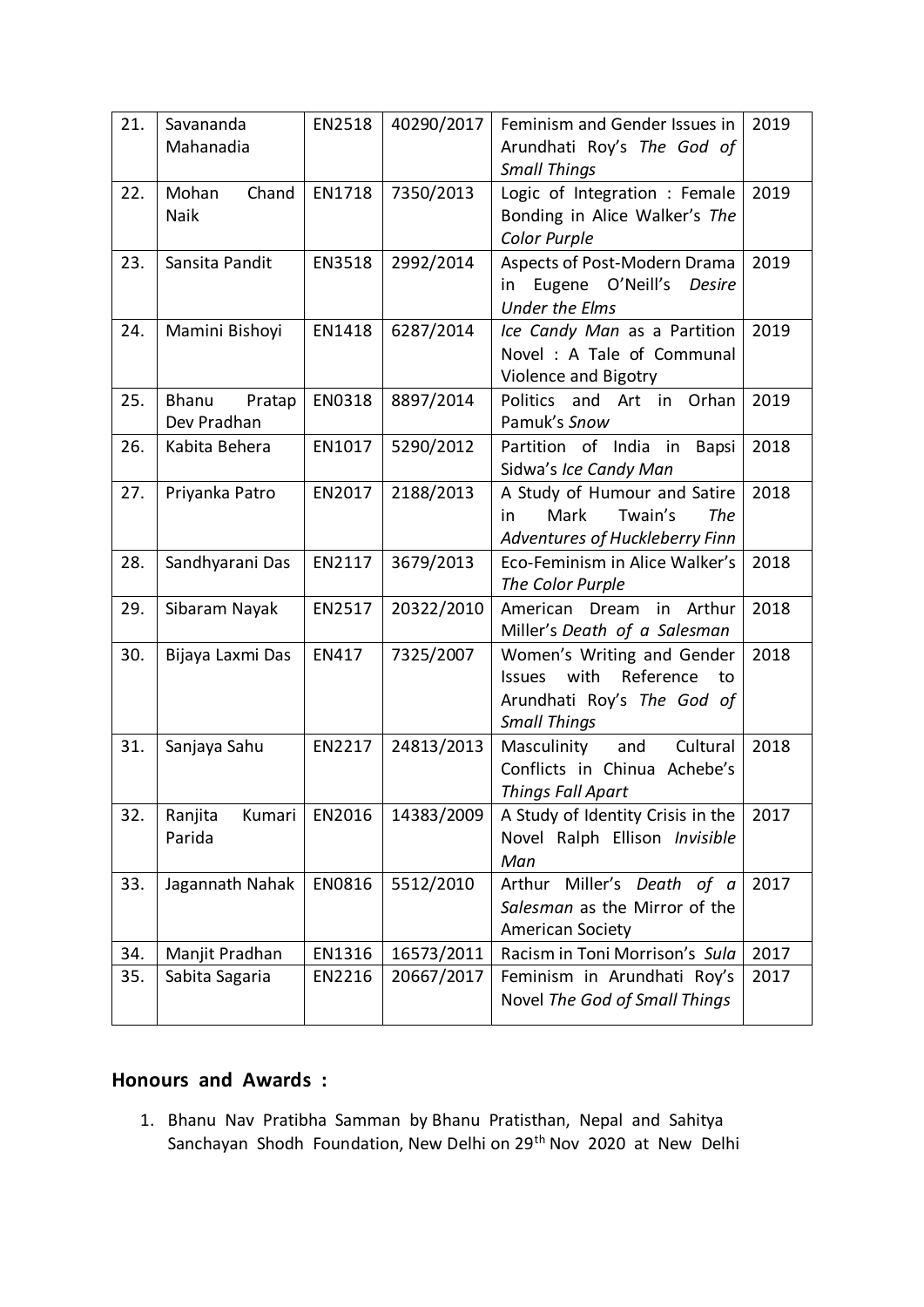| 21. | Savananda Mahanadia | EN2518 | 40290/2017 | Feminism and Gender Issues in Arundhati Roy's *The God of Small Things* | 2019 |
|---|---|---|---|---|---|
| 22. | Mohan Chand Naik | EN1718 | 7350/2013 | Logic of Integration : Female Bonding in Alice Walker's *The Color Purple* | 2019 |
| 23. | Sansita Pandit | EN3518 | 2992/2014 | Aspects of Post-Modern Drama in Eugene O'Neill's *Desire Under the Elms* | 2019 |
| 24. | Mamini Bishoyi | EN1418 | 6287/2014 | *Ice Candy Man* as a Partition Novel : A Tale of Communal Violence and Bigotry | 2019 |
| 25. | Bhanu Pratap Dev Pradhan | EN0318 | 8897/2014 | Politics and Art in Orhan Pamuk's *Snow* | 2019 |
| 26. | Kabita Behera | EN1017 | 5290/2012 | Partition of India in Bapsi Sidwa's *Ice Candy Man* | 2018 |
| 27. | Priyanka Patro | EN2017 | 2188/2013 | A Study of Humour and Satire in Mark Twain's *The Adventures of Huckleberry Finn* | 2018 |
| 28. | Sandhyarani Das | EN2117 | 3679/2013 | Eco-Feminism in Alice Walker's *The Color Purple* | 2018 |
| 29. | Sibaram Nayak | EN2517 | 20322/2010 | American Dream in Arthur Miller's *Death of a Salesman* | 2018 |
| 30. | Bijaya Laxmi Das | EN417 | 7325/2007 | Women's Writing and Gender Issues with Reference to Arundhati Roy's *The God of Small Things* | 2018 |
| 31. | Sanjaya Sahu | EN2217 | 24813/2013 | Masculinity and Cultural Conflicts in Chinua Achebe's *Things Fall Apart* | 2018 |
| 32. | Ranjita Kumari Parida | EN2016 | 14383/2009 | A Study of Identity Crisis in the Novel Ralph Ellison *Invisible Man* | 2017 |
| 33. | Jagannath Nahak | EN0816 | 5512/2010 | Arthur Miller's *Death of a Salesman* as the Mirror of the American Society | 2017 |
| 34. | Manjit Pradhan | EN1316 | 16573/2011 | Racism in Toni Morrison's *Sula* | 2017 |
| 35. | Sabita Sagaria | EN2216 | 20667/2017 | Feminism in Arundhati Roy's Novel *The God of Small Things* | 2017 |

## Honours and Awards :

1. Bhanu Nav Pratibha Samman by Bhanu Pratisthan, Nepal and Sahitya Sanchayan Shodh Foundation, New Delhi on 29th Nov 2020 at New Delhi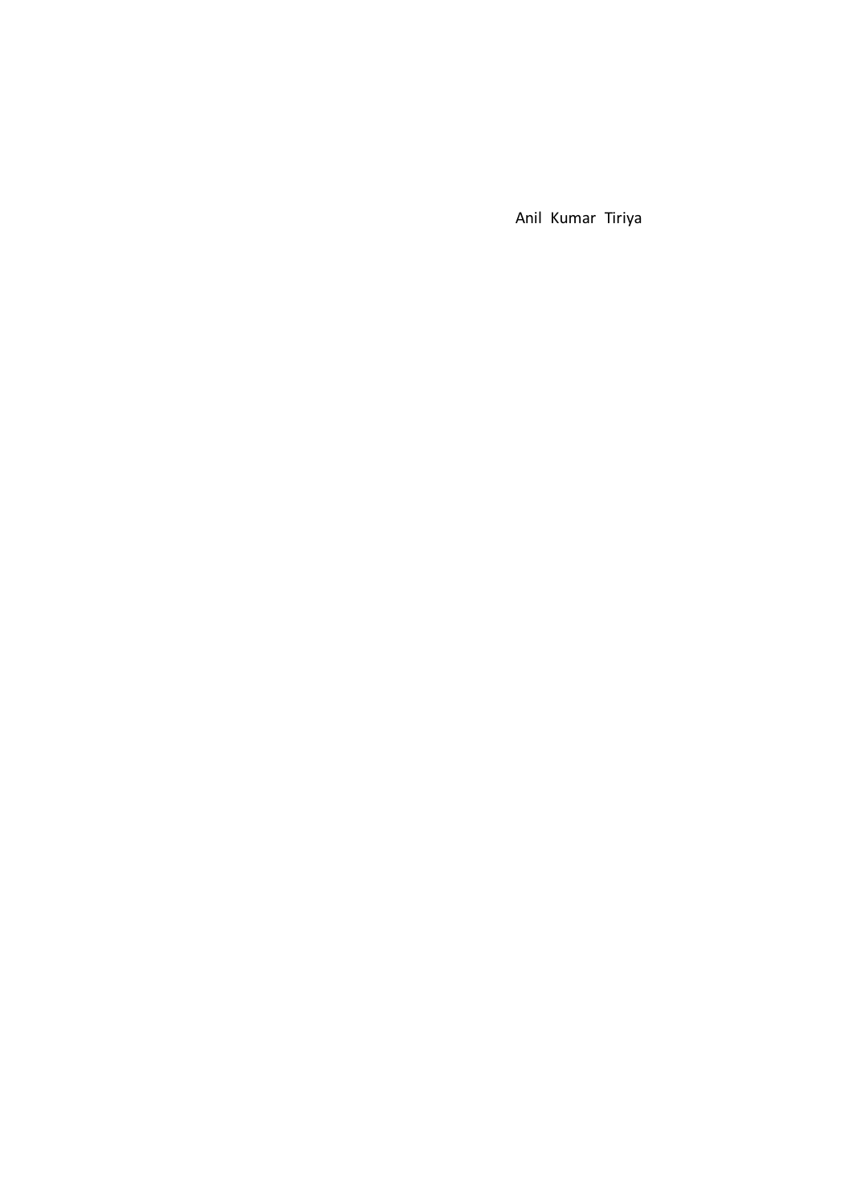Anil Kumar Tiriya